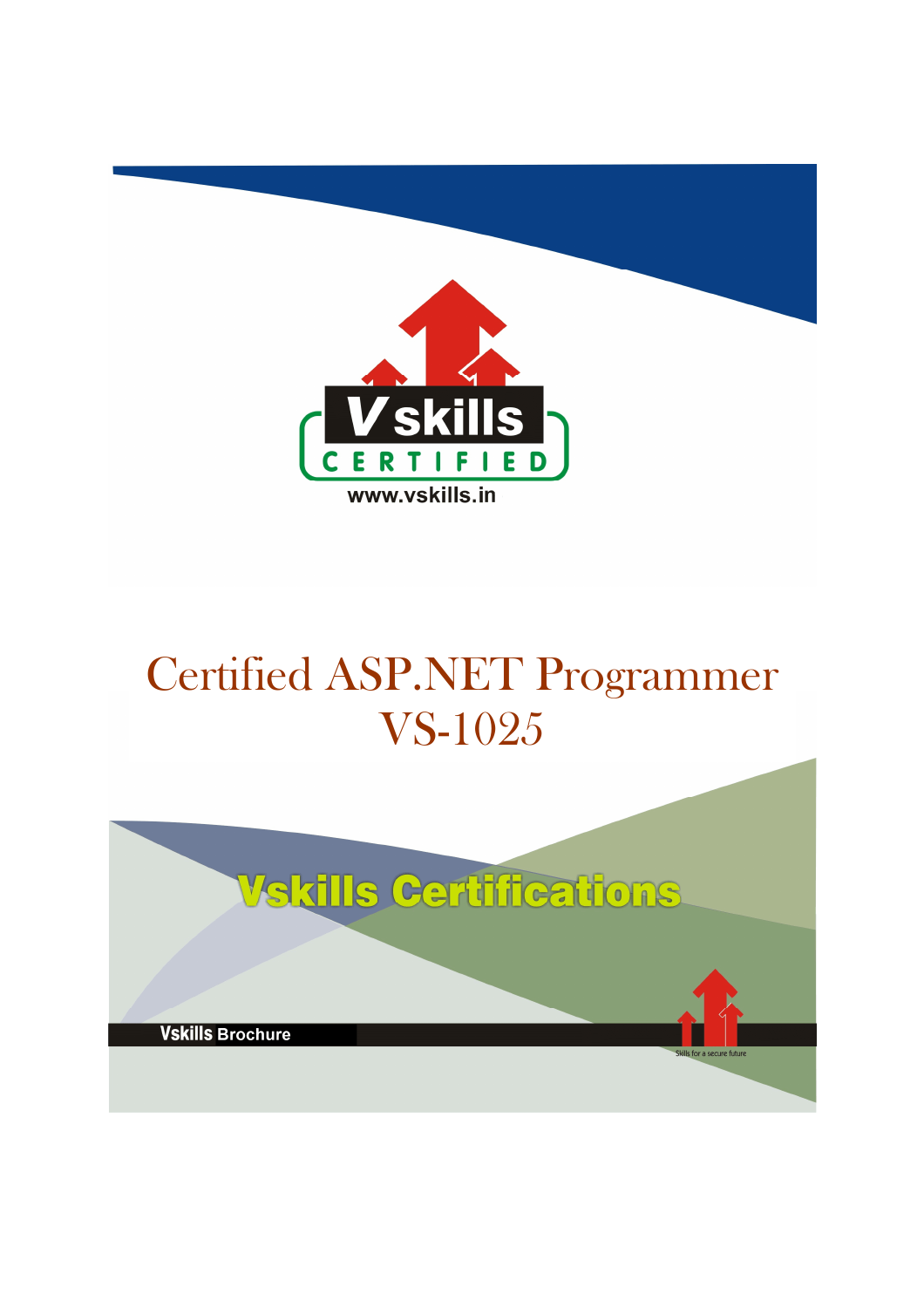Vskills CERTIFIED

www.vskills.in

# Certified ASP.NET Programmer VS-1025

Vskills Certifications

Vskills Brochure

Skills for a secure future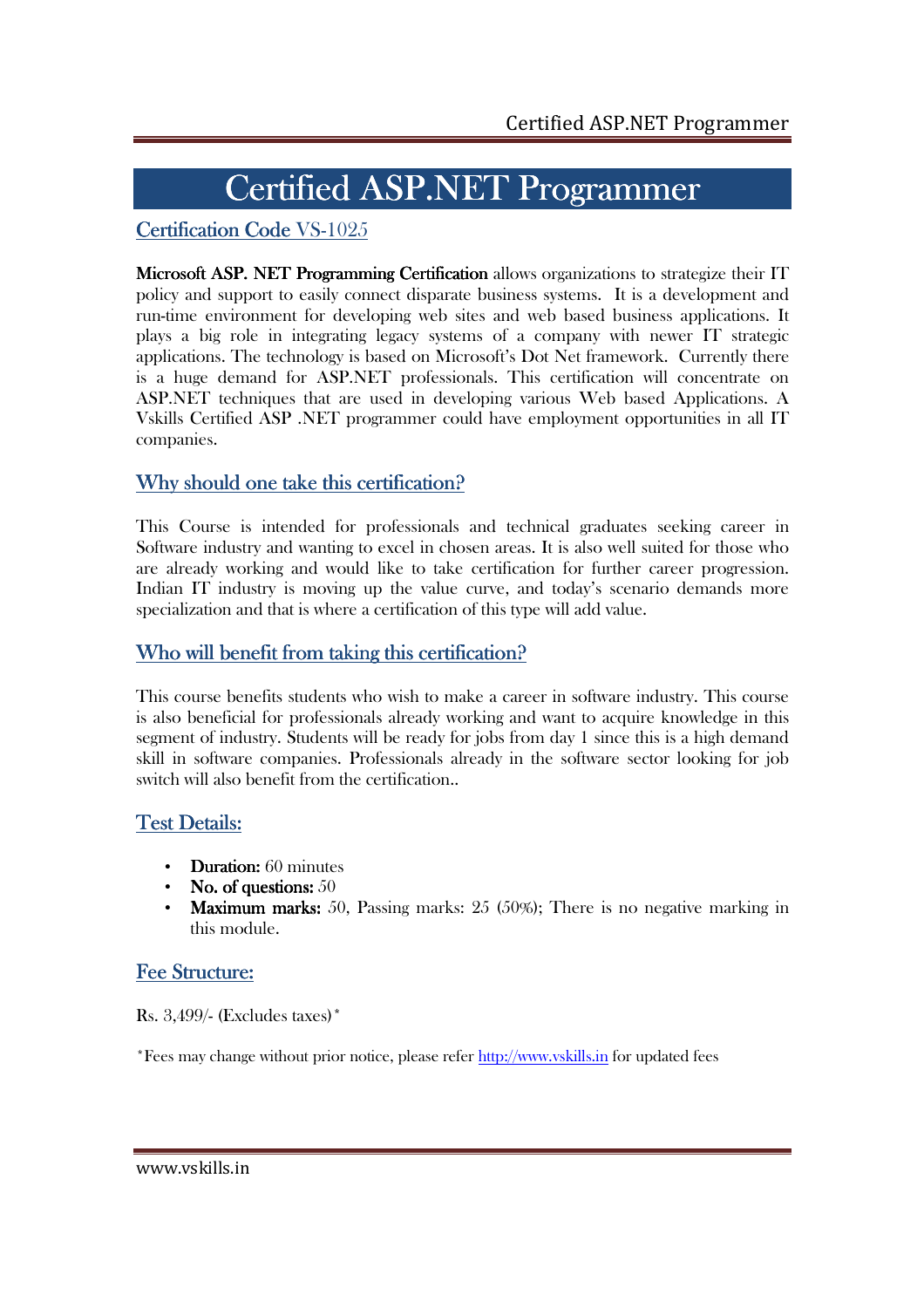# Certified ASP.NET Programmer

## Certification Code VS-1025

**Microsoft ASP. NET Programming Certification** allows organizations to strategize their IT policy and support to easily connect disparate business systems. It is a development and run-time environment for developing web sites and web based business applications. It plays a big role in integrating legacy systems of a company with newer IT strategic applications. The technology is based on Microsoft's Dot Net framework. Currently there is a huge demand for ASP.NET professionals. This certification will concentrate on ASP.NET techniques that are used in developing various Web based Applications. A Vskills Certified ASP .NET programmer could have employment opportunities in all IT companies.

### Why should one take this certification?

This Course is intended for professionals and technical graduates seeking career in Software industry and wanting to excel in chosen areas. It is also well suited for those who are already working and would like to take certification for further career progression. Indian IT industry is moving up the value curve, and today's scenario demands more specialization and that is where a certification of this type will add value.

### Who will benefit from taking this certification?

This course benefits students who wish to make a career in software industry. This course is also beneficial for professionals already working and want to acquire knowledge in this segment of industry. Students will be ready for jobs from day 1 since this is a high demand skill in software companies. Professionals already in the software sector looking for job switch will also benefit from the certification..

### Test Details:

- **Duration:** 60 minutes
- **No. of questions:** 50
- **Maximum marks:** 50, Passing marks: 25 (50%); There is no negative marking in this module.

### Fee Structure:

Rs. 3,499/- (Excludes taxes)*

*Fees may change without prior notice, please refer http://www.vskills.in for updated fees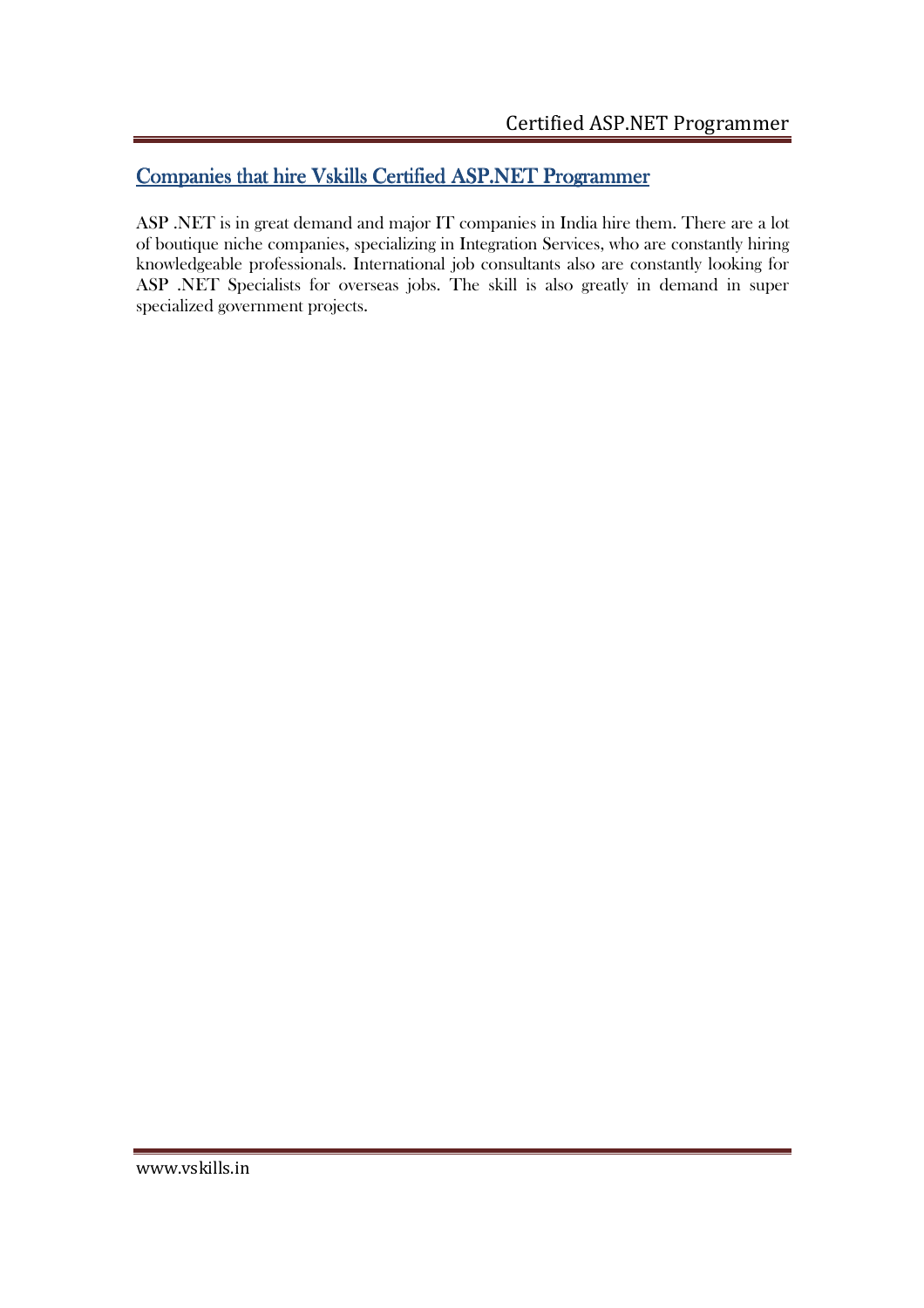## Companies that hire Vskills Certified ASP.NET Programmer

ASP .NET is in great demand and major IT companies in India hire them. There are a lot of boutique niche companies, specializing in Integration Services, who are constantly hiring knowledgeable professionals. International job consultants also are constantly looking for ASP .NET Specialists for overseas jobs. The skill is also greatly in demand in super specialized government projects.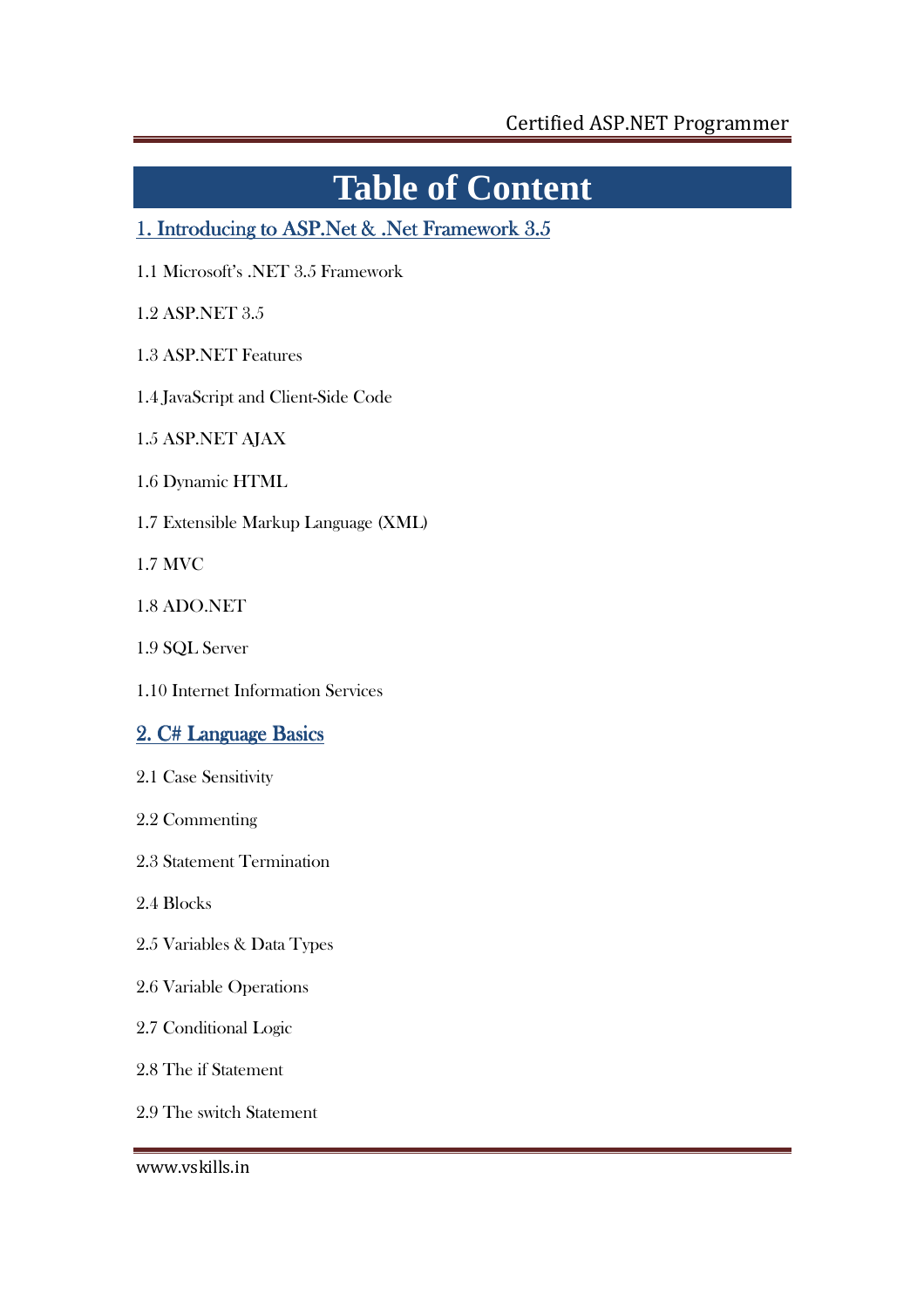# Table of Content

## 1. Introducing to ASP.Net & .Net Framework 3.5

1.1 Microsoft's .NET 3.5 Framework

1.2 ASP.NET 3.5

1.3 ASP.NET Features

1.4 JavaScript and Client-Side Code

1.5 ASP.NET AJAX

1.6 Dynamic HTML

1.7 Extensible Markup Language (XML)

1.7 MVC

1.8 ADO.NET

1.9 SQL Server

1.10 Internet Information Services

## 2. C# Language Basics

2.1 Case Sensitivity

2.2 Commenting

2.3 Statement Termination

2.4 Blocks

2.5 Variables & Data Types

2.6 Variable Operations

2.7 Conditional Logic

2.8 The if Statement

2.9 The switch Statement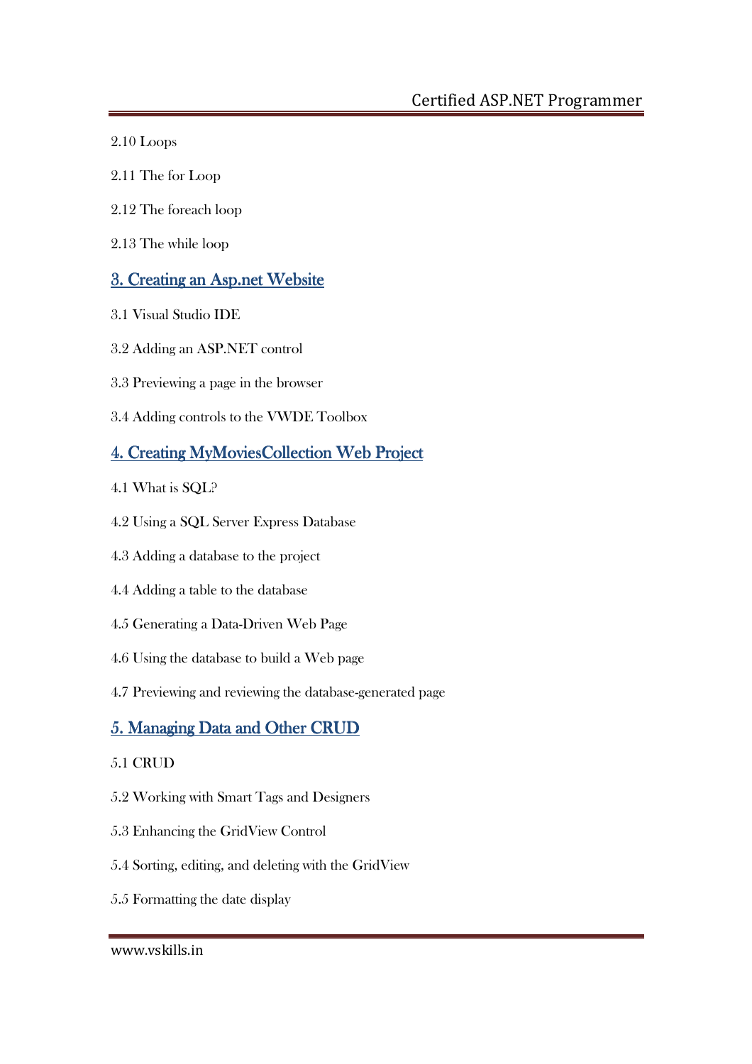2.10 Loops

2.11 The for Loop

2.12 The foreach loop

2.13 The while loop

## 3. Creating an Asp.net Website

3.1 Visual Studio IDE

3.2 Adding an ASP.NET control

3.3 Previewing a page in the browser

3.4 Adding controls to the VWDE Toolbox

## 4. Creating MyMoviesCollection Web Project

4.1 What is SQL?

4.2 Using a SQL Server Express Database

4.3 Adding a database to the project

4.4 Adding a table to the database

4.5 Generating a Data-Driven Web Page

4.6 Using the database to build a Web page

4.7 Previewing and reviewing the database-generated page

## 5. Managing Data and Other CRUD

5.1 CRUD

5.2 Working with Smart Tags and Designers

5.3 Enhancing the GridView Control

5.4 Sorting, editing, and deleting with the GridView

5.5 Formatting the date display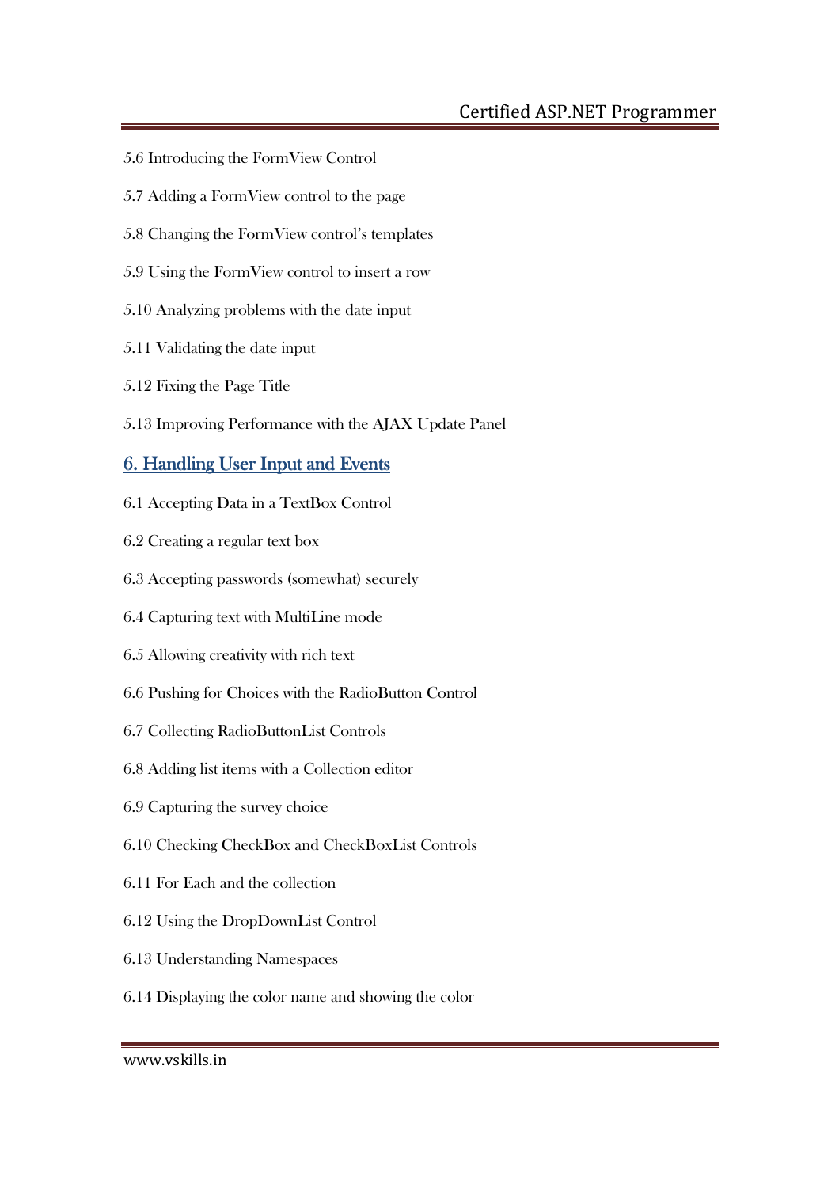5.6 Introducing the FormView Control

5.7 Adding a FormView control to the page

5.8 Changing the FormView control's templates

5.9 Using the FormView control to insert a row

5.10 Analyzing problems with the date input

5.11 Validating the date input

5.12 Fixing the Page Title

5.13 Improving Performance with the AJAX Update Panel

## 6. Handling User Input and Events

6.1 Accepting Data in a TextBox Control

6.2 Creating a regular text box

6.3 Accepting passwords (somewhat) securely

6.4 Capturing text with MultiLine mode

6.5 Allowing creativity with rich text

6.6 Pushing for Choices with the RadioButton Control

6.7 Collecting RadioButtonList Controls

6.8 Adding list items with a Collection editor

6.9 Capturing the survey choice

6.10 Checking CheckBox and CheckBoxList Controls

6.11 For Each and the collection

6.12 Using the DropDownList Control

6.13 Understanding Namespaces

6.14 Displaying the color name and showing the color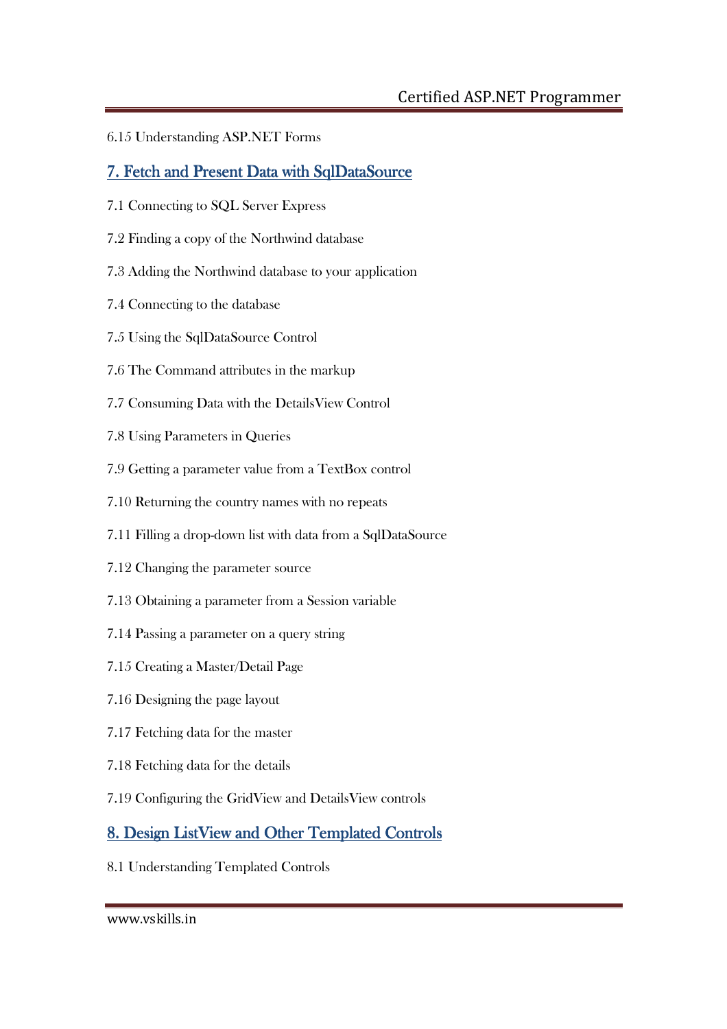6.15 Understanding ASP.NET Forms

## 7. Fetch and Present Data with SqlDataSource

7.1 Connecting to SQL Server Express

7.2 Finding a copy of the Northwind database

7.3 Adding the Northwind database to your application

7.4 Connecting to the database

7.5 Using the SqlDataSource Control

7.6 The Command attributes in the markup

7.7 Consuming Data with the DetailsView Control

7.8 Using Parameters in Queries

7.9 Getting a parameter value from a TextBox control

7.10 Returning the country names with no repeats

7.11 Filling a drop-down list with data from a SqlDataSource

7.12 Changing the parameter source

7.13 Obtaining a parameter from a Session variable

7.14 Passing a parameter on a query string

7.15 Creating a Master/Detail Page

7.16 Designing the page layout

7.17 Fetching data for the master

7.18 Fetching data for the details

7.19 Configuring the GridView and DetailsView controls

## 8. Design ListView and Other Templated Controls

8.1 Understanding Templated Controls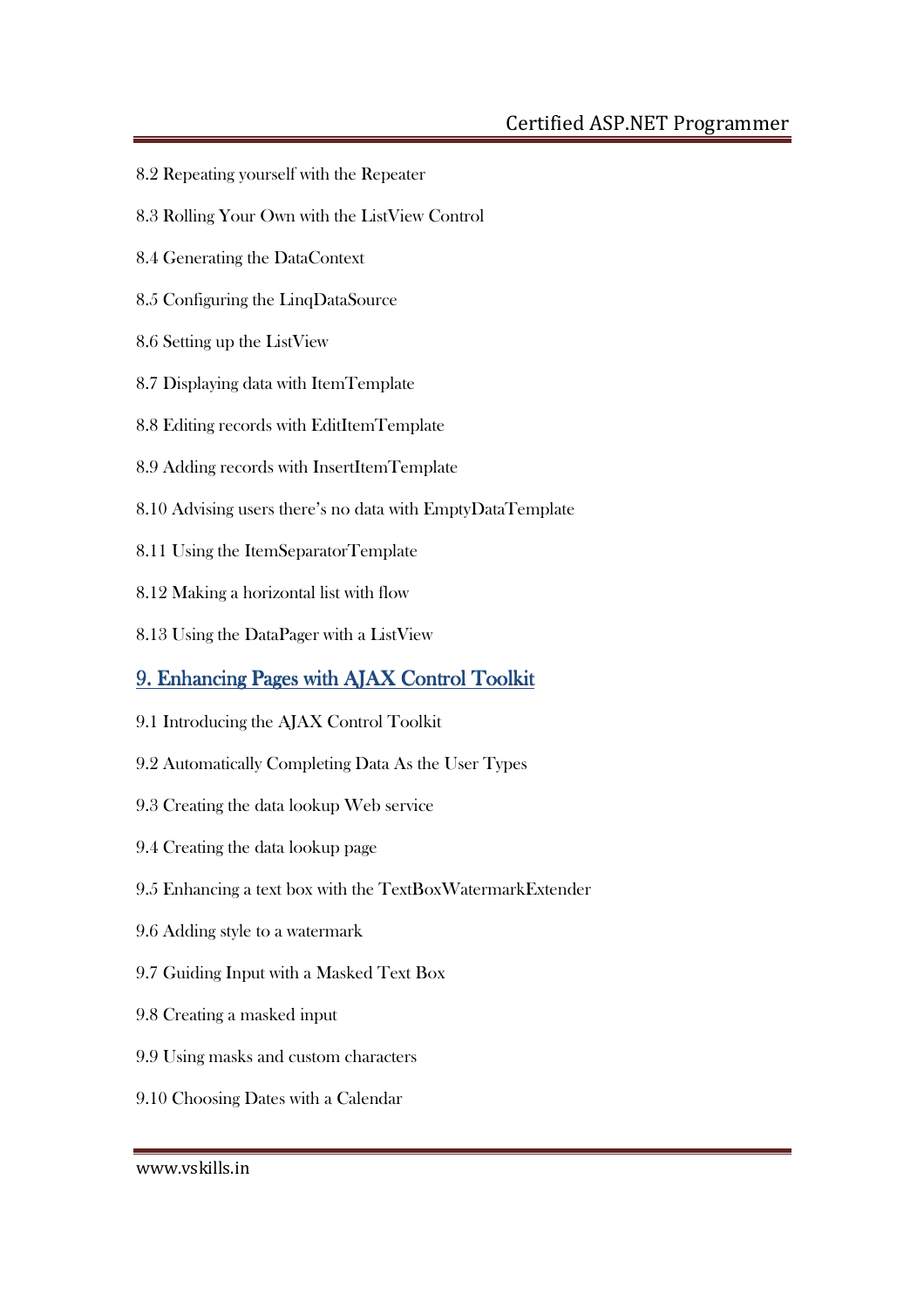8.2 Repeating yourself with the Repeater

8.3 Rolling Your Own with the ListView Control

8.4 Generating the DataContext

8.5 Configuring the LinqDataSource

8.6 Setting up the ListView

8.7 Displaying data with ItemTemplate

8.8 Editing records with EditItemTemplate

8.9 Adding records with InsertItemTemplate

8.10 Advising users there's no data with EmptyDataTemplate

8.11 Using the ItemSeparatorTemplate

8.12 Making a horizontal list with flow

8.13 Using the DataPager with a ListView

## 9. Enhancing Pages with AJAX Control Toolkit

9.1 Introducing the AJAX Control Toolkit

9.2 Automatically Completing Data As the User Types

9.3 Creating the data lookup Web service

9.4 Creating the data lookup page

9.5 Enhancing a text box with the TextBoxWatermarkExtender

9.6 Adding style to a watermark

9.7 Guiding Input with a Masked Text Box

9.8 Creating a masked input

9.9 Using masks and custom characters

9.10 Choosing Dates with a Calendar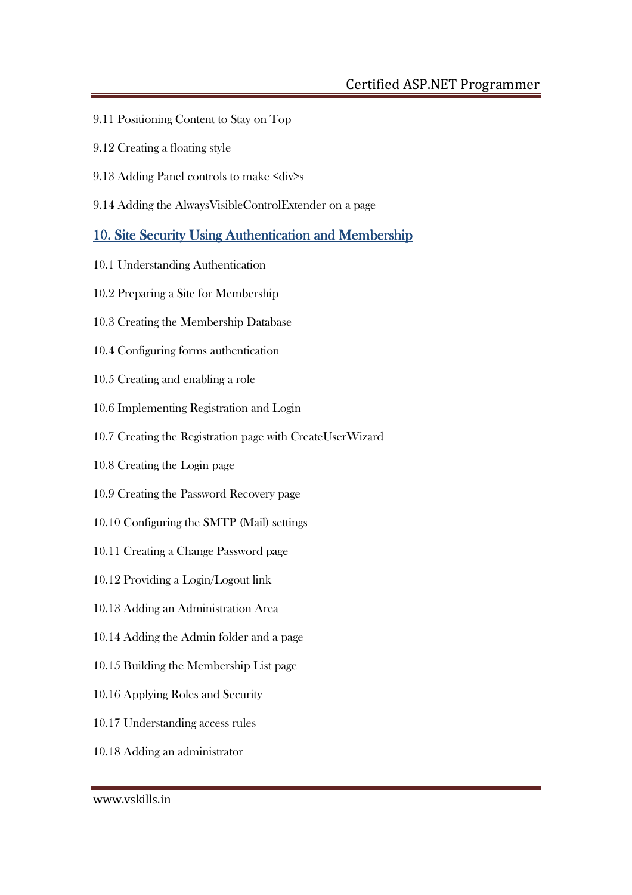9.11 Positioning Content to Stay on Top

9.12 Creating a floating style

9.13 Adding Panel controls to make <div>s

9.14 Adding the AlwaysVisibleControlExtender on a page

## 10. Site Security Using Authentication and Membership

10.1 Understanding Authentication

10.2 Preparing a Site for Membership

10.3 Creating the Membership Database

10.4 Configuring forms authentication

10.5 Creating and enabling a role

10.6 Implementing Registration and Login

10.7 Creating the Registration page with CreateUserWizard

10.8 Creating the Login page

10.9 Creating the Password Recovery page

10.10 Configuring the SMTP (Mail) settings

10.11 Creating a Change Password page

10.12 Providing a Login/Logout link

10.13 Adding an Administration Area

10.14 Adding the Admin folder and a page

10.15 Building the Membership List page

10.16 Applying Roles and Security

10.17 Understanding access rules

10.18 Adding an administrator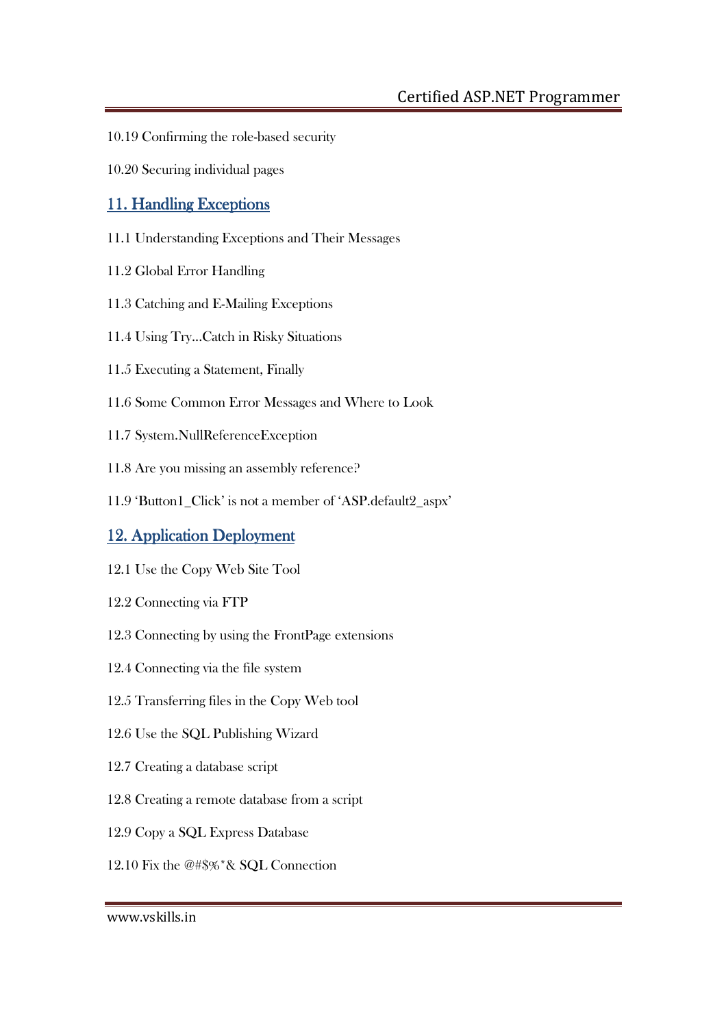10.19 Confirming the role-based security

10.20 Securing individual pages

## 11. Handling Exceptions

11.1 Understanding Exceptions and Their Messages

11.2 Global Error Handling

11.3 Catching and E-Mailing Exceptions

11.4 Using Try…Catch in Risky Situations

11.5 Executing a Statement, Finally

11.6 Some Common Error Messages and Where to Look

11.7 System.NullReferenceException

11.8 Are you missing an assembly reference?

11.9 'Button1_Click' is not a member of 'ASP.default2_aspx'

## 12. Application Deployment

12.1 Use the Copy Web Site Tool

12.2 Connecting via FTP

12.3 Connecting by using the FrontPage extensions

12.4 Connecting via the file system

12.5 Transferring files in the Copy Web tool

12.6 Use the SQL Publishing Wizard

12.7 Creating a database script

12.8 Creating a remote database from a script

12.9 Copy a SQL Express Database

12.10 Fix the @#$%*& SQL Connection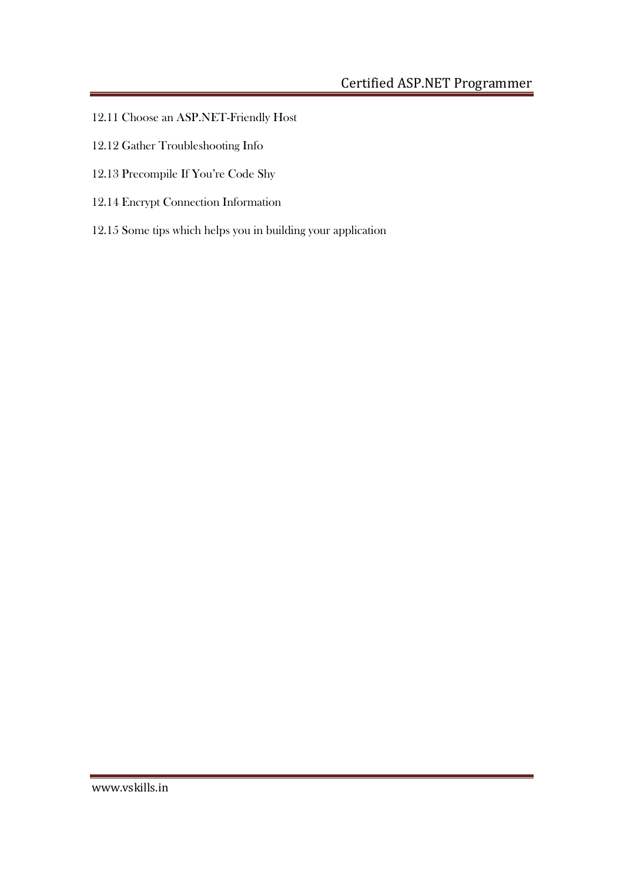12.11 Choose an ASP.NET-Friendly Host

12.12 Gather Troubleshooting Info

12.13 Precompile If You're Code Shy

12.14 Encrypt Connection Information

12.15 Some tips which helps you in building your application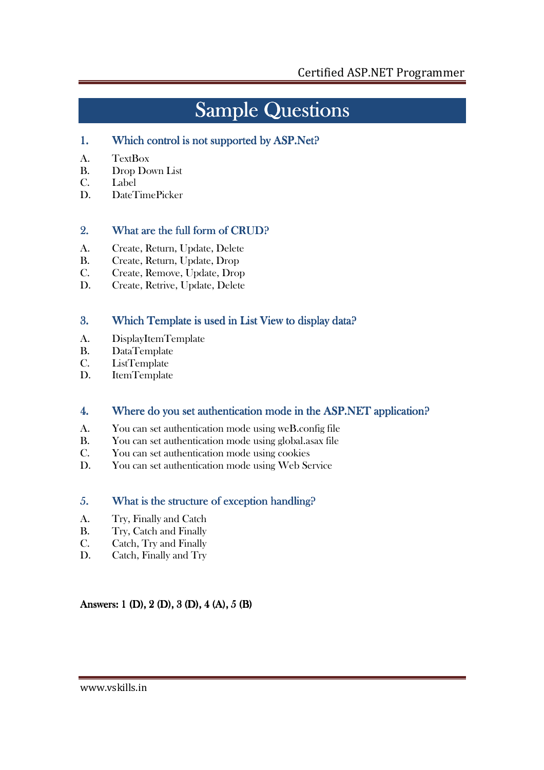# Sample Questions

### 1. Which control is not supported by ASP.Net?

A. TextBox
B. Drop Down List
C. Label
D. DateTimePicker

### 2. What are the full form of CRUD?

A. Create, Return, Update, Delete
B. Create, Return, Update, Drop
C. Create, Remove, Update, Drop
D. Create, Retrive, Update, Delete

### 3. Which Template is used in List View to display data?

A. DisplayItemTemplate
B. DataTemplate
C. ListTemplate
D. ItemTemplate

### 4. Where do you set authentication mode in the ASP.NET application?

A. You can set authentication mode using weB.config file
B. You can set authentication mode using global.asax file
C. You can set authentication mode using cookies
D. You can set authentication mode using Web Service

### 5. What is the structure of exception handling?

A. Try, Finally and Catch
B. Try, Catch and Finally
C. Catch, Try and Finally
D. Catch, Finally and Try

**Answers: 1 (D), 2 (D), 3 (D), 4 (A), 5 (B)**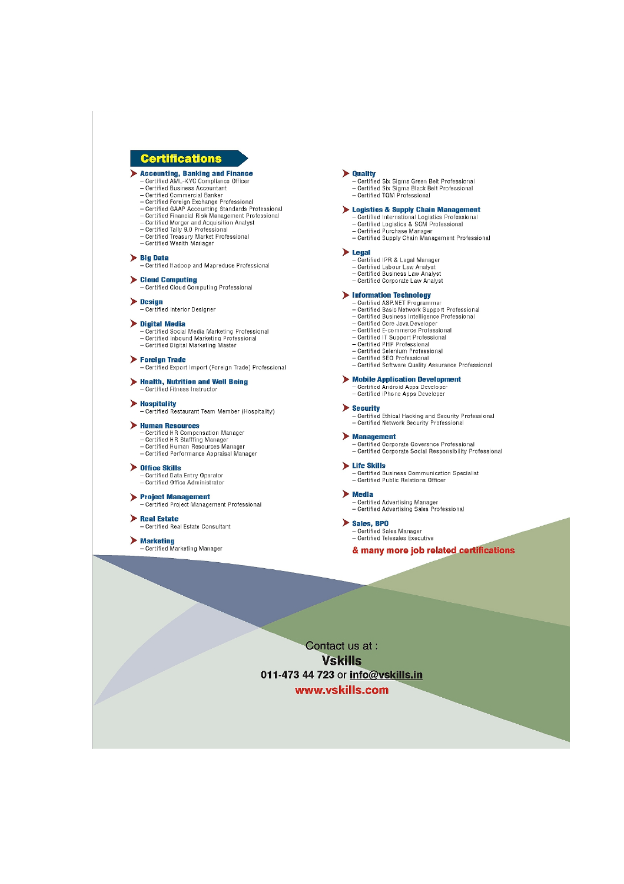## Certifications

### Accounting, Banking and Finance
- Certified AML-KYC Compliance Officer
- Certified Business Accountant
- Certified Commercial Banker
- Certified Foreign Exchange Professional
- Certified GAAP Accounting Standards Professional
- Certified Financial Risk Management Professional
- Certified Merger and Acquisition Analyst
- Certified Tally 9.0 Professional
- Certified Treasury Market Professional
- Certified Wealth Manager

### Big Data
- Certified Hadoop and Mapreduce Professional

### Cloud Computing
- Certified Cloud Computing Professional

### Design
- Certified Interior Designer

### Digital Media
- Certified Social Media Marketing Professional
- Certified Inbound Marketing Professional
- Certified Digital Marketing Master

### Foreign Trade
- Certified Export Import (Foreign Trade) Professional

### Health, Nutrition and Well Being
- Certified Fitness Instructor

### Hospitality
- Certified Restaurant Team Member (Hospitality)

### Human Resources
- Certified HR Compensation Manager
- Certified HR Stafffing Manager
- Certified Human Resources Manager
- Certified Performance Appraisal Manager

### Office Skills
- Certified Data Entry Operator
- Certified Office Administrator

### Project Management
- Certified Project Management Professional

### Real Estate
- Certified Real Estate Consultant

### Marketing
- Certified Marketing Manager

### Quality
- Certified Six Sigma Green Belt Professional
- Certified Six Sigma Black Belt Professional
- Certified TQM Professional

### Logistics & Supply Chain Management
- Certified International Logistics Professional
- Certified Logistics & SCM Professional
- Certified Purchase Manager
- Certified Supply Chain Management Professional

### Legal
- Certified IPR & Legal Manager
- Certified Labour Law Analyst
- Certified Business Law Analyst
- Certified Corporate Law Analyst

### Information Technology
- Certified ASP.NET Programmer
- Certified Basic Network Support Professional
- Certified Business Intelligence Professional
- Certified Core Java Developer
- Certified E-commerce Professional
- Certified IT Support Professional
- Certified PHP Professional
- Certified Selenium Professional
- Certified SEO Professional
- Certified Software Quality Assurance Professional

### Mobile Application Development
- Certified Android Apps Developer
- Certified iPhone Apps Developer

### Security
- Certified Ethical Hacking and Security Professional
- Certified Network Security Professional

### Management
- Certified Corporate Goverance Professional
- Certified Corporate Social Responsibility Professional

### Life Skills
- Certified Business Communication Specialist
- Certified Public Relations Officer

### Media
- Certified Advertising Manager
- Certified Advertising Sales Professional

### Sales, BPO
- Certified Sales Manager
- Certified Telesales Executive

**& many more job related certifications**

Contact us at :

**Vskills**

**011-473 44 723 or info@vskills.in**

**www.vskills.com**